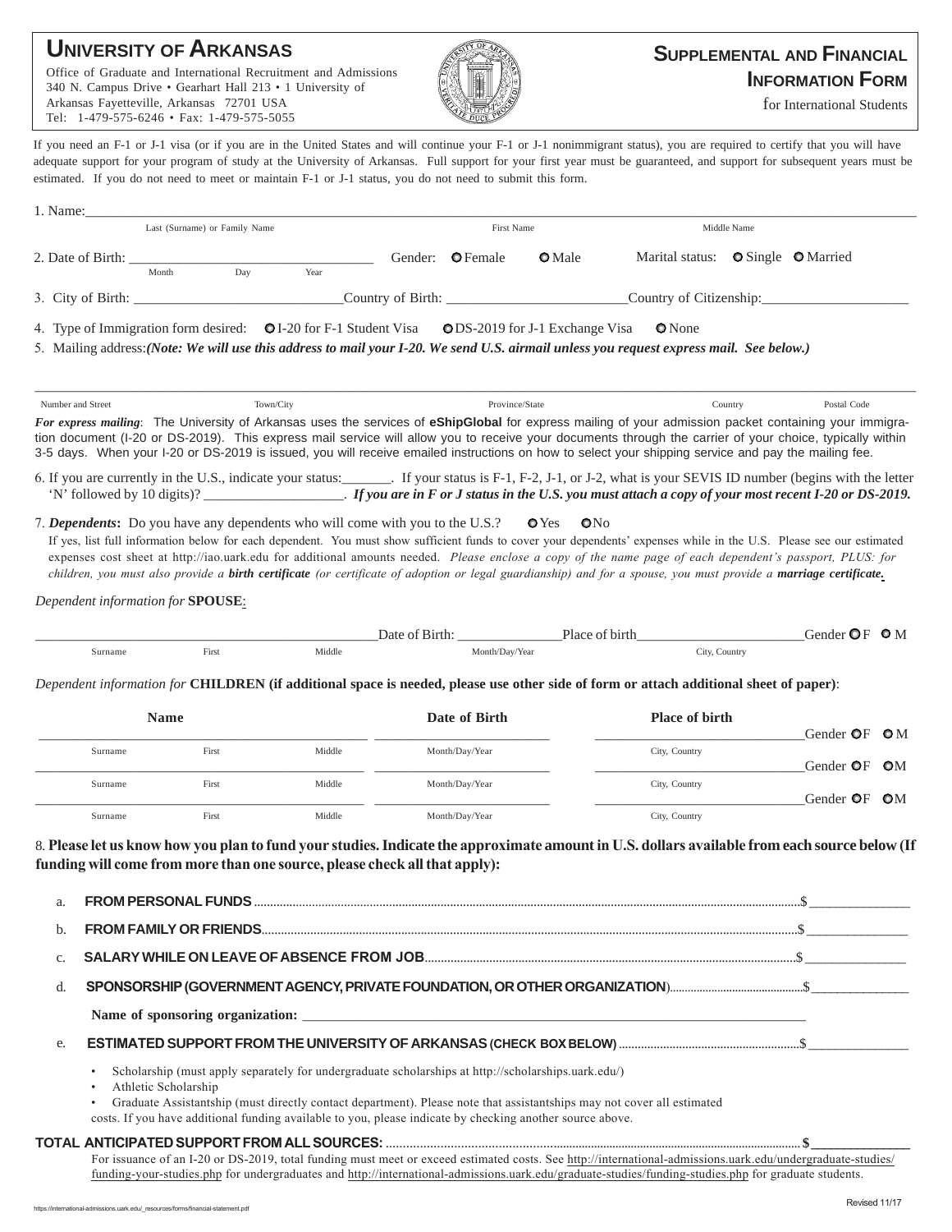# UNIVERSITY OF ARKANSAS

Office of Graduate and International Recruitment and Admissions
340 N. Campus Drive • Gearhart Hall 213 • 1 University of Arkansas Fayetteville, Arkansas 72701 USA
Tel: 1-479-575-6246 • Fax: 1-479-575-5055

# SUPPLEMENTAL AND FINANCIAL INFORMATION FORM

for International Students

If you need an F-1 or J-1 visa (or if you are in the United States and will continue your F-1 or J-1 nonimmigrant status), you are required to certify that you will have adequate support for your program of study at the University of Arkansas. Full support for your first year must be guaranteed, and support for subsequent years must be estimated. If you do not need to meet or maintain F-1 or J-1 status, you do not need to submit this form.

1. Name:_______________________________________________________________________
   Last (Surname) or Family Name First Name Middle Name

2. Date of Birth: ______________________ Gender: ○ Female ○ Male Marital status: ○ Single ○ Married
   Month Day Year

3. City of Birth: ______________________ Country of Birth: ______________________ Country of Citizenship: ______________________

4. Type of Immigration form desired: ○ I-20 for F-1 Student Visa ○ DS-2019 for J-1 Exchange Visa ○ None

5. Mailing address: ***(Note: We will use this address to mail your I-20. We send U.S. airmail unless you request express mail. See below.)***

_______________________________________________________________________
Number and Street Town/City Province/State Country Postal Code

***For express mailing***: The University of Arkansas uses the services of **eShipGlobal** for express mailing of your admission packet containing your immigration document (I-20 or DS-2019). This express mail service will allow you to receive your documents through the carrier of your choice, typically within 3-5 days. When your I-20 or DS-2019 is issued, you will receive emailed instructions on how to select your shipping service and pay the mailing fee.

6. If you are currently in the U.S., indicate your status:_______. If your status is F-1, F-2, J-1, or J-2, what is your SEVIS ID number (begins with the letter 'N' followed by 10 digits)? ____________________. ***If you are in F or J status in the U.S. you must attach a copy of your most recent I-20 or DS-2019.***

7. ***Dependents*****:** Do you have any dependents who will come with you to the U.S.? ○ Yes ○ No
   If yes, list full information below for each dependent. You must show sufficient funds to cover your dependents' expenses while in the U.S. Please see our estimated expenses cost sheet at http://iao.uark.edu for additional amounts needed. *Please enclose a copy of the name page of each dependent's passport, PLUS: for children, you must also provide a* ***birth certificate*** *(or certificate of adoption or legal guardianship) and for a spouse, you must provide a* ***marriage certificate.***

*Dependent information for* **SPOUSE**:

__________________________________ Date of Birth: ______________ Place of birth ______________________ Gender ○ F ○ M
Surname First Middle Month/Day/Year City, Country

*Dependent information for* **CHILDREN (if additional space is needed, please use other side of form or attach additional sheet of paper)**:

| Name (Surname / First / Middle) | Date of Birth (Month/Day/Year) | Place of birth (City, Country) | Gender |
|---|---|---|---|
| | | | ○ F ○ M |
| | | | ○ F ○ M |
| | | | ○ F ○ M |

8. **Please let us know how you plan to fund your studies. Indicate the approximate amount in U.S. dollars available from each source below (If funding will come from more than one source, please check all that apply):**

a. **FROM PERSONAL FUNDS** ........................................ $ ______________

b. **FROM FAMILY OR FRIENDS** ........................................ $ ______________

c. **SALARY WHILE ON LEAVE OF ABSENCE FROM JOB** ........................................ $ ______________

d. **SPONSORSHIP (GOVERNMENT AGENCY, PRIVATE FOUNDATION, OR OTHER ORGANIZATION)** ........................................ $ ______________

   **Name of sponsoring organization:** ______________________________________

e. **ESTIMATED SUPPORT FROM THE UNIVERSITY OF ARKANSAS (CHECK BOX BELOW)** ........................................ $ ______________

- Scholarship (must apply separately for undergraduate scholarships at http://scholarships.uark.edu/)
- Athletic Scholarship
- Graduate Assistantship (must directly contact department). Please note that assistantships may not cover all estimated costs. If you have additional funding available to you, please indicate by checking another source above.

**TOTAL ANTICIPATED SUPPORT FROM ALL SOURCES:** ........................................ **$** ______________

For issuance of an I-20 or DS-2019, total funding must meet or exceed estimated costs. See http://international-admissions.uark.edu/undergraduate-studies/funding-your-studies.php for undergraduates and http://international-admissions.uark.edu/graduate-studies/funding-studies.php for graduate students.

https://international-admissions.uark.edu/_resources/forms/financial-statement.pdf Revised 11/17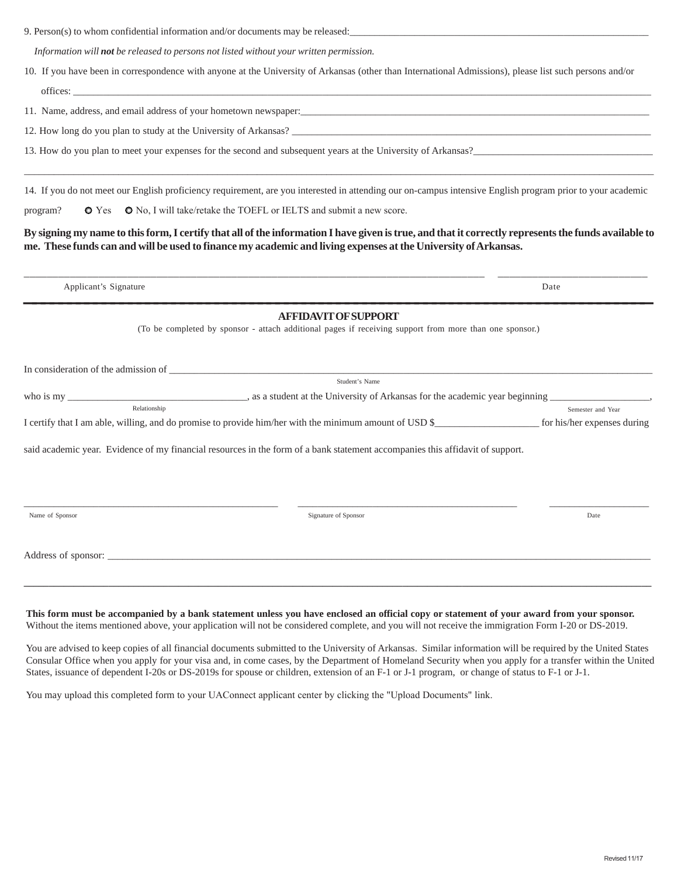9. Person(s) to whom confidential information and/or documents may be released:_______________________________________________________________

*Information will **not** be released to persons not listed without your written permission.*

10. If you have been in correspondence with anyone at the University of Arkansas (other than International Admissions), please list such persons and/or offices: ___________________________________________________________________________________________________________

11. Name, address, and email address of your hometown newspaper:_______________________________________________________________________

12. How long do you plan to study at the University of Arkansas? ________________________________________________________________________

13. How do you plan to meet your expenses for the second and subsequent years at the University of Arkansas?____________________________________

___________________________________________________________________________________________________________________________

14. If you do not meet our English proficiency requirement, are you interested in attending our on-campus intensive English program prior to your academic program? ○ Yes ○ No, I will take/retake the TOEFL or IELTS and submit a new score.

**By signing my name to this form, I certify that all of the information I have given is true, and that it correctly represents the funds available to me. These funds can and will be used to finance my academic and living expenses at the University of Arkansas.**

_____________________________________________________________________________ ____________________________

Applicant's Signature Date

## AFFIDAVIT OF SUPPORT

(To be completed by sponsor - attach additional pages if receiving support from more than one sponsor.)

In consideration of the admission of ___________________________________________________________________________________
Student's Name

who is my ___________________________________, as a student at the University of Arkansas for the academic year beginning ____________________,
Relationship Semester and Year

I certify that I am able, willing, and do promise to provide him/her with the minimum amount of USD $_____________________ for his/her expenses during said academic year. Evidence of my financial resources in the form of a bank statement accompanies this affidavit of support.

___________________________________________ ____________________________________________ ____________________

Name of Sponsor Signature of Sponsor Date

Address of sponsor: ___________________________________________________________________________________________________

___________________________________________________________________________________________________________________________

**This form must be accompanied by a bank statement unless you have enclosed an official copy or statement of your award from your sponsor.** Without the items mentioned above, your application will not be considered complete, and you will not receive the immigration Form I-20 or DS-2019.

You are advised to keep copies of all financial documents submitted to the University of Arkansas. Similar information will be required by the United States Consular Office when you apply for your visa and, in come cases, by the Department of Homeland Security when you apply for a transfer within the United States, issuance of dependent I-20s or DS-2019s for spouse or children, extension of an F-1 or J-1 program, or change of status to F-1 or J-1.

You may upload this completed form to your UAConnect applicant center by clicking the "Upload Documents" link.

Revised 11/17